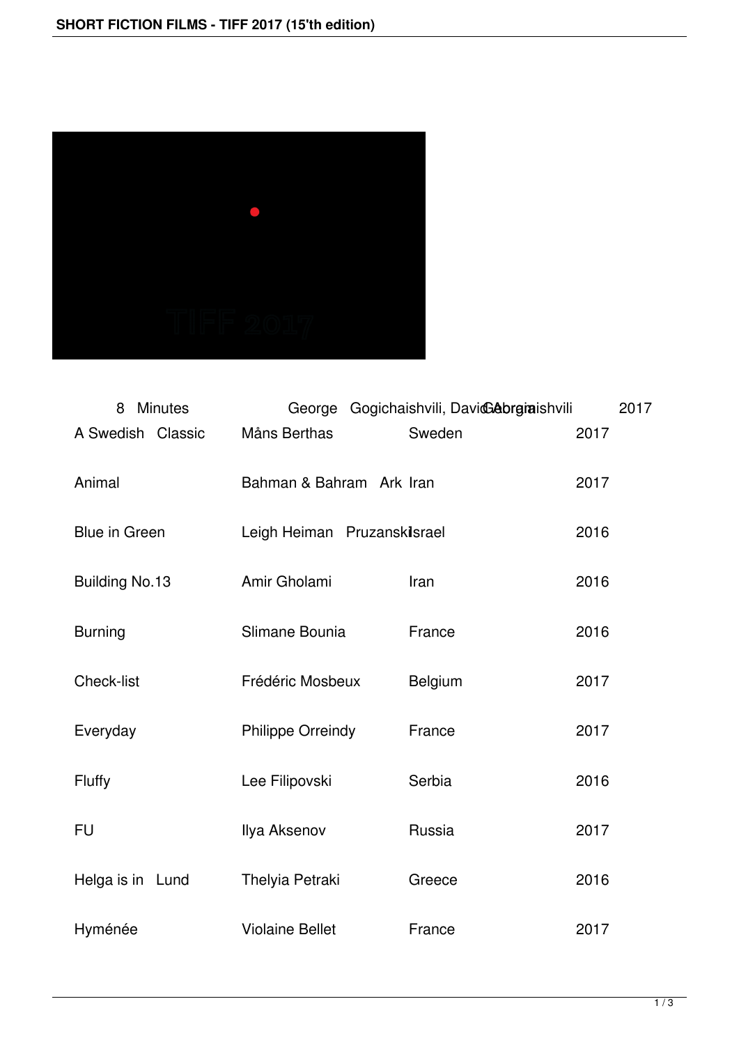| | | | |
|---|---|---|---|
| 8 Minutes | George Gogichaishvili, David Abramishvili | Georgia | 2017 |
| A Swedish Classic | Måns Berthas | Sweden | 2017 |
| Animal | Bahman & Bahram Ark | Iran | 2017 |
| Blue in Green | Leigh Heiman Pruzanski | Israel | 2016 |
| Building No.13 | Amir Gholami | Iran | 2016 |
| Burning | Slimane Bounia | France | 2016 |
| Check-list | Frédéric Mosbeux | Belgium | 2017 |
| Everyday | Philippe Orreindy | France | 2017 |
| Fluffy | Lee Filipovski | Serbia | 2016 |
| FU | Ilya Aksenov | Russia | 2017 |
| Helga is in Lund | Thelyia Petraki | Greece | 2016 |
| Hyménée | Violaine Bellet | France | 2017 |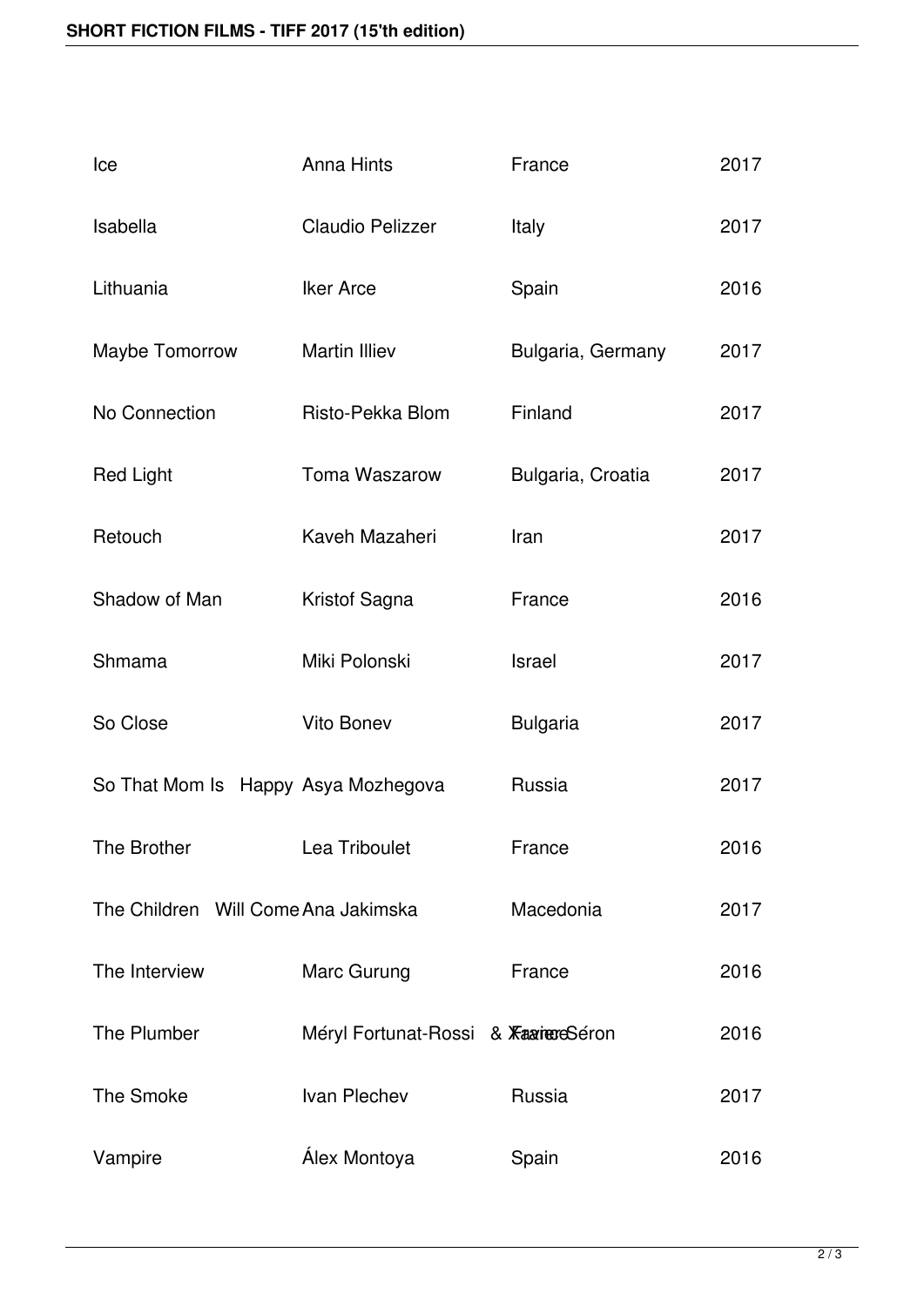| Ice | Anna Hints | France | 2017 |
|---|---|---|---|
| Isabella | Claudio Pelizzer | Italy | 2017 |
| Lithuania | Iker Arce | Spain | 2016 |
| Maybe Tomorrow | Martin Illiev | Bulgaria, Germany | 2017 |
| No Connection | Risto-Pekka Blom | Finland | 2017 |
| Red Light | Toma Waszarow | Bulgaria, Croatia | 2017 |
| Retouch | Kaveh Mazaheri | Iran | 2017 |
| Shadow of Man | Kristof Sagna | France | 2016 |
| Shmama | Miki Polonski | Israel | 2017 |
| So Close | Vito Bonev | Bulgaria | 2017 |
| So That Mom Is Happy | Asya Mozhegova | Russia | 2017 |
| The Brother | Lea Triboulet | France | 2016 |
| The Children Will Come | Ana Jakimska | Macedonia | 2017 |
| The Interview | Marc Gurung | France | 2016 |
| The Plumber | Méryl Fortunat-Rossi & Xavier Séron | France | 2016 |
| The Smoke | Ivan Plechev | Russia | 2017 |
| Vampire | Álex Montoya | Spain | 2016 |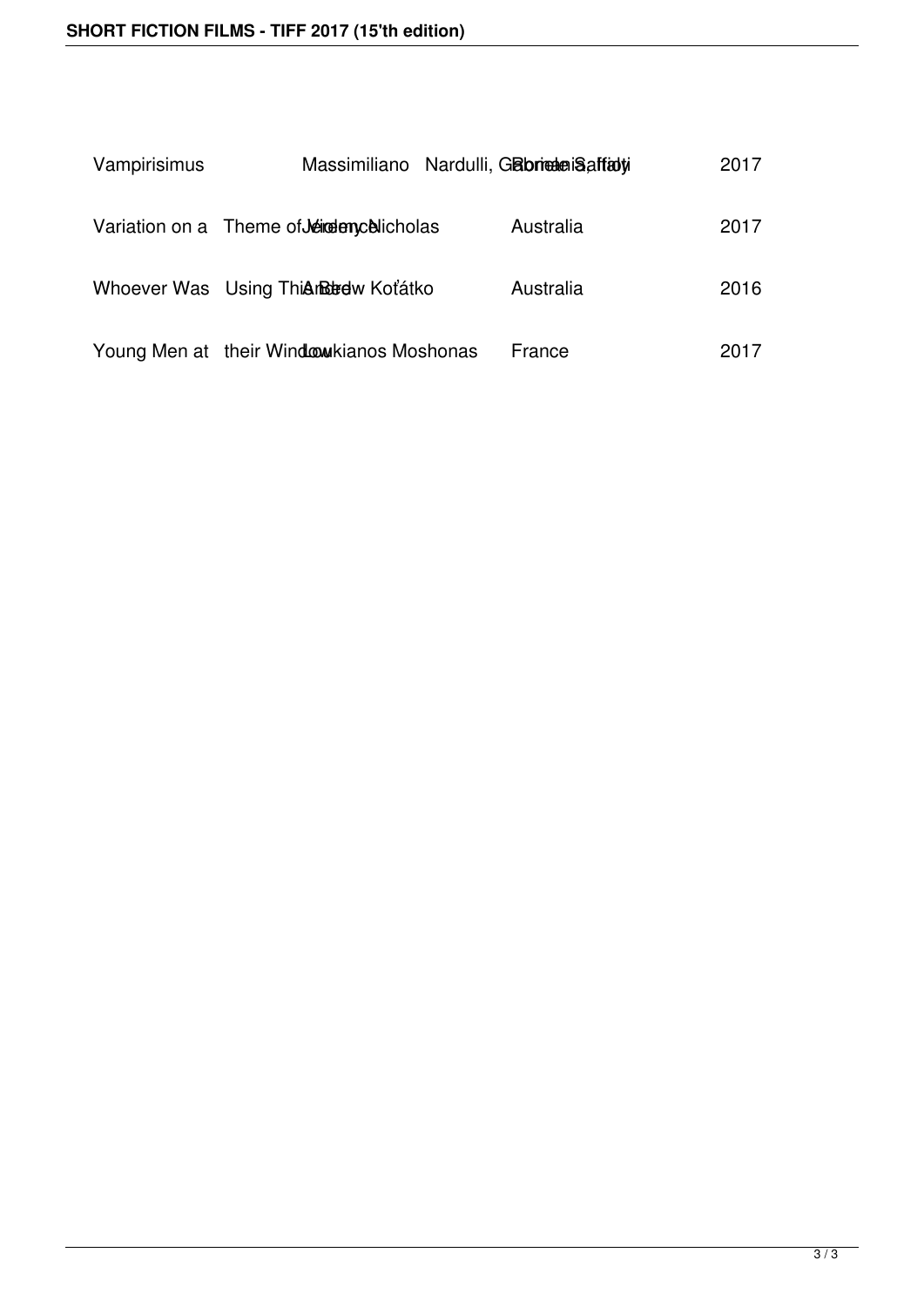| | | | |
|---|---|---|---|
| Vampirisimus | Massimiliano Nardulli, Gabriele Saffioti | Romania, Italy | 2017 |
| Variation on a Theme of Violence | Jeremy Nicholas | Australia | 2017 |
| Whoever Was Using This Bed | Andrew Koťátko | Australia | 2016 |
| Young Men at their Windows | Loukianos Moshonas | France | 2017 |